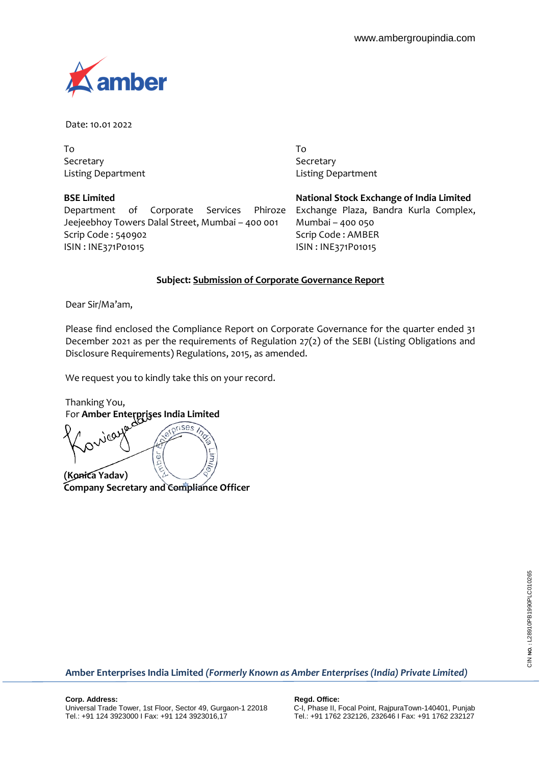www.ambergroupindia.com

amber

Date: 10.01 2022

To
Secretary
Listing Department

**BSE Limited**
Department of Corporate Services Phiroze Jeejeebhoy Towers Dalal Street, Mumbai – 400 001
Scrip Code : 540902
ISIN : INE371P01015

To
Secretary
Listing Department

**National Stock Exchange of India Limited**
Exchange Plaza, Bandra Kurla Complex, Mumbai – 400 050
Scrip Code : AMBER
ISIN : INE371P01015

**Subject: Submission of Corporate Governance Report**

Dear Sir/Ma'am,

Please find enclosed the Compliance Report on Corporate Governance for the quarter ended 31 December 2021 as per the requirements of Regulation 27(2) of the SEBI (Listing Obligations and Disclosure Requirements) Regulations, 2015, as amended.

We request you to kindly take this on your record.

Thanking You,
For **Amber Enterprises India Limited**

**(Konica Yadav)**
**Company Secretary and Compliance Officer**

**Amber Enterprises India Limited** ***(Formerly Known as Amber Enterprises (India) Private Limited)***

**Corp. Address:**
Universal Trade Tower, 1st Floor, Sector 49, Gurgaon-1 22018
Tel.: +91 124 3923000 I Fax: +91 124 3923016,17

**Regd. Office:**
C-I, Phase II, Focal Point, RajpuraTown-140401, Punjab
Tel.: +91 1762 232126, 232646 I Fax: +91 1762 232127

CIN NO. : L28910PB1990PLC010265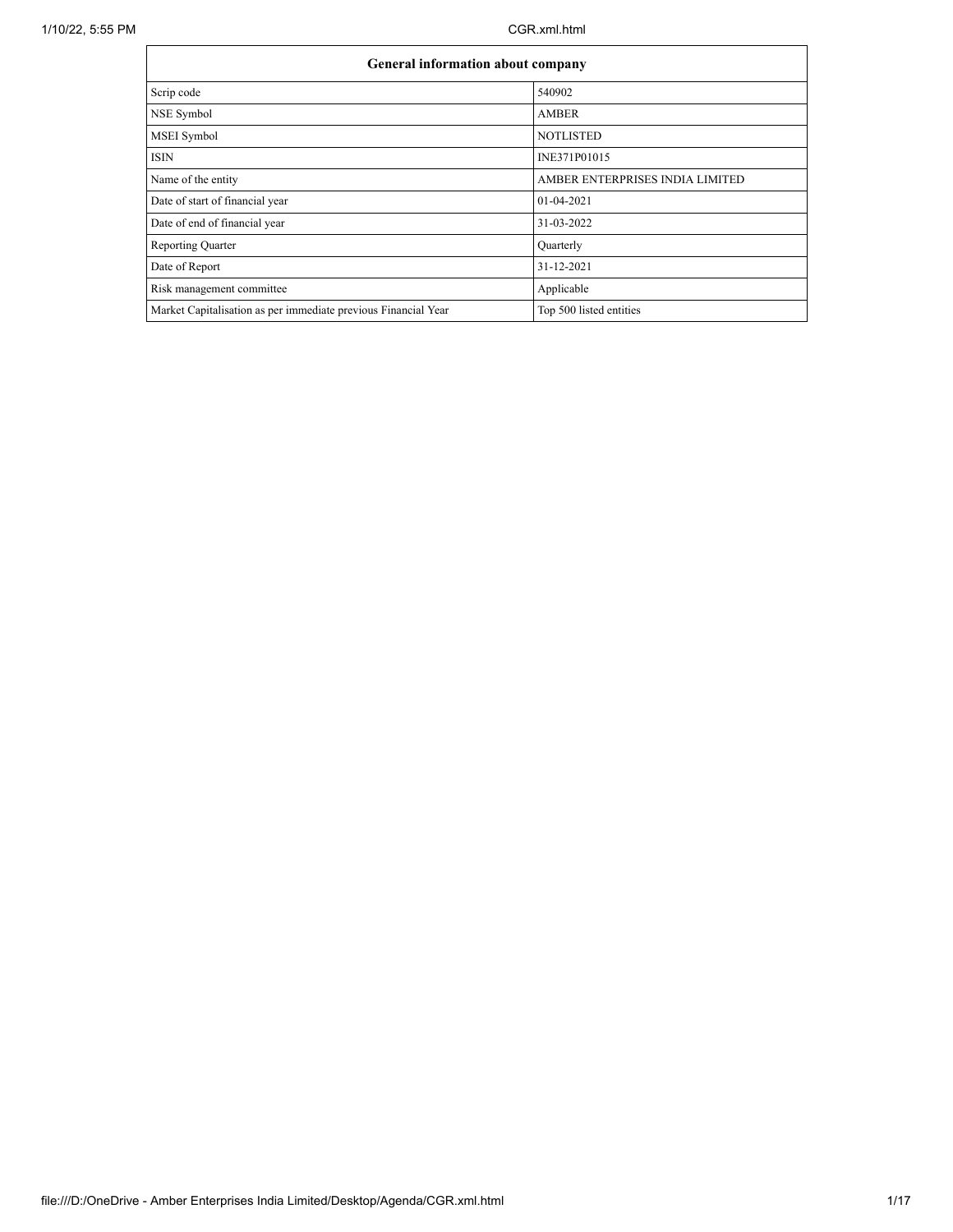| General information about company | |
|---|---|
| Scrip code | 540902 |
| NSE Symbol | AMBER |
| MSEI Symbol | NOTLISTED |
| ISIN | INE371P01015 |
| Name of the entity | AMBER ENTERPRISES INDIA LIMITED |
| Date of start of financial year | 01-04-2021 |
| Date of end of financial year | 31-03-2022 |
| Reporting Quarter | Quarterly |
| Date of Report | 31-12-2021 |
| Risk management committee | Applicable |
| Market Capitalisation as per immediate previous Financial Year | Top 500 listed entities |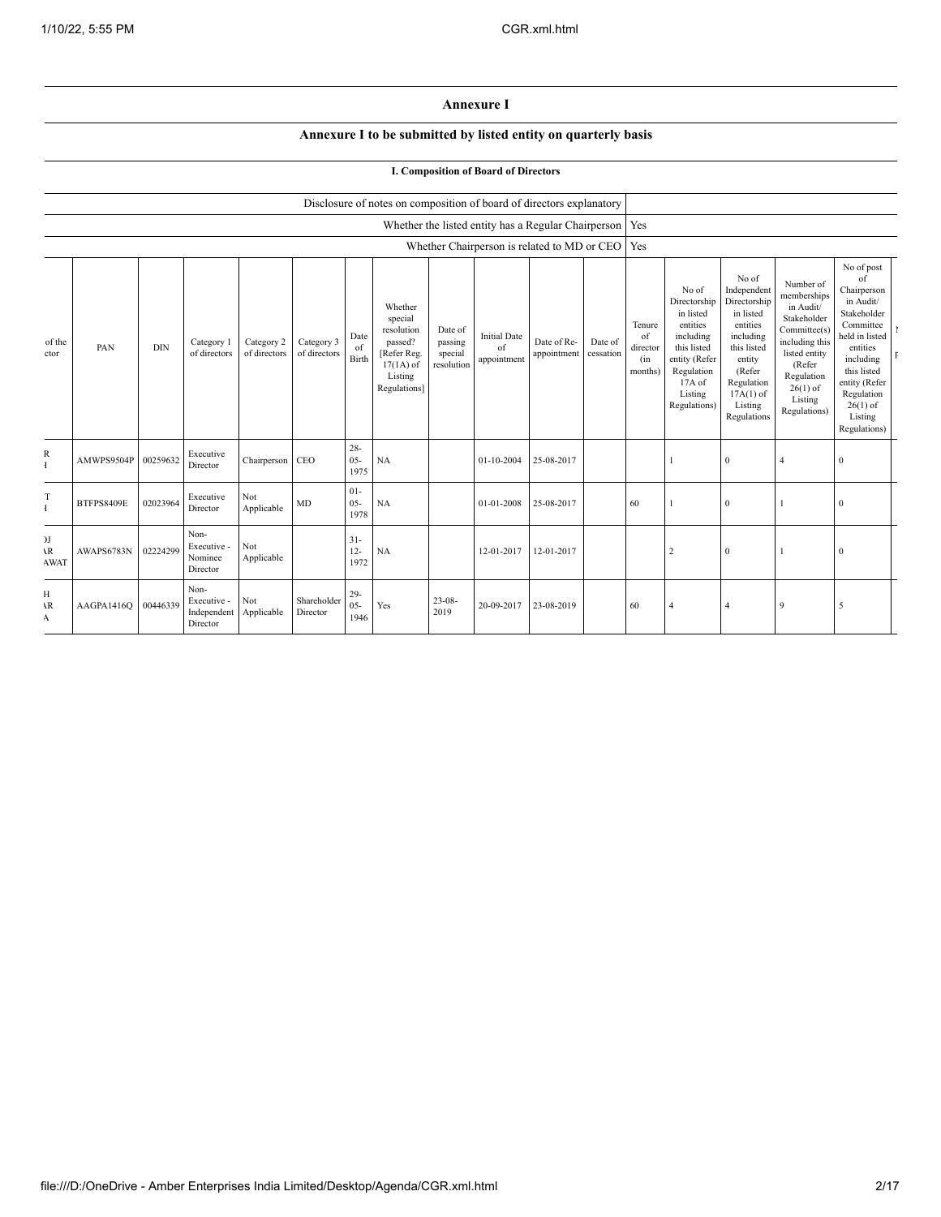## Annexure I

### Annexure I to be submitted by listed entity on quarterly basis

#### I. Composition of Board of Directors

| Disclosure of notes on composition of board of directors explanatory | |
|---|---|
| Whether the listed entity has a Regular Chairperson | Yes |
| Whether Chairperson is related to MD or CEO | Yes |

| of the ctor | PAN | DIN | Category 1 of directors | Category 2 of directors | Category 3 of directors | Date of Birth | Whether special resolution passed? [Refer Reg. 17(1A) of Listing Regulations] | Date of passing special resolution | Initial Date of appointment | Date of Re-appointment | Date of cessation | Tenure of director (in months) | No of Directorship in listed entities including this listed entity (Refer Regulation 17A of Listing Regulations) | No of Independent Directorship in listed entities including this listed entity (Refer Regulation 17A(1) of Listing Regulations | Number of memberships in Audit/ Stakeholder Committee(s) including this listed entity (Refer Regulation 26(1) of Listing Regulations) | No of post of Chairperson in Audit/ Stakeholder Committee held in listed entities including this listed entity (Refer Regulation 26(1) of Listing Regulations) |
|---|---|---|---|---|---|---|---|---|---|---|---|---|---|---|---|---|
| R I | AMWPS9504P | 00259632 | Executive Director | Chairperson | CEO | 28-05-1975 | NA | | 01-10-2004 | 25-08-2017 | | | 1 | 0 | 4 | 0 |
| T I | BTFPS8409E | 02023964 | Executive Director | Not Applicable | MD | 01-05-1978 | NA | | 01-01-2008 | 25-08-2017 | | 60 | 1 | 0 | 1 | 0 |
| OJ AR AWAT | AWAPS6783N | 02224299 | Non-Executive - Nominee Director | Not Applicable | | 31-12-1972 | NA | | 12-01-2017 | 12-01-2017 | | | 2 | 0 | 1 | 0 |
| H AR A | AAGPA1416Q | 00446339 | Non-Executive - Independent Director | Not Applicable | Shareholder Director | 29-05-1946 | Yes | 23-08-2019 | 20-09-2017 | 23-08-2019 | | 60 | 4 | 4 | 9 | 5 |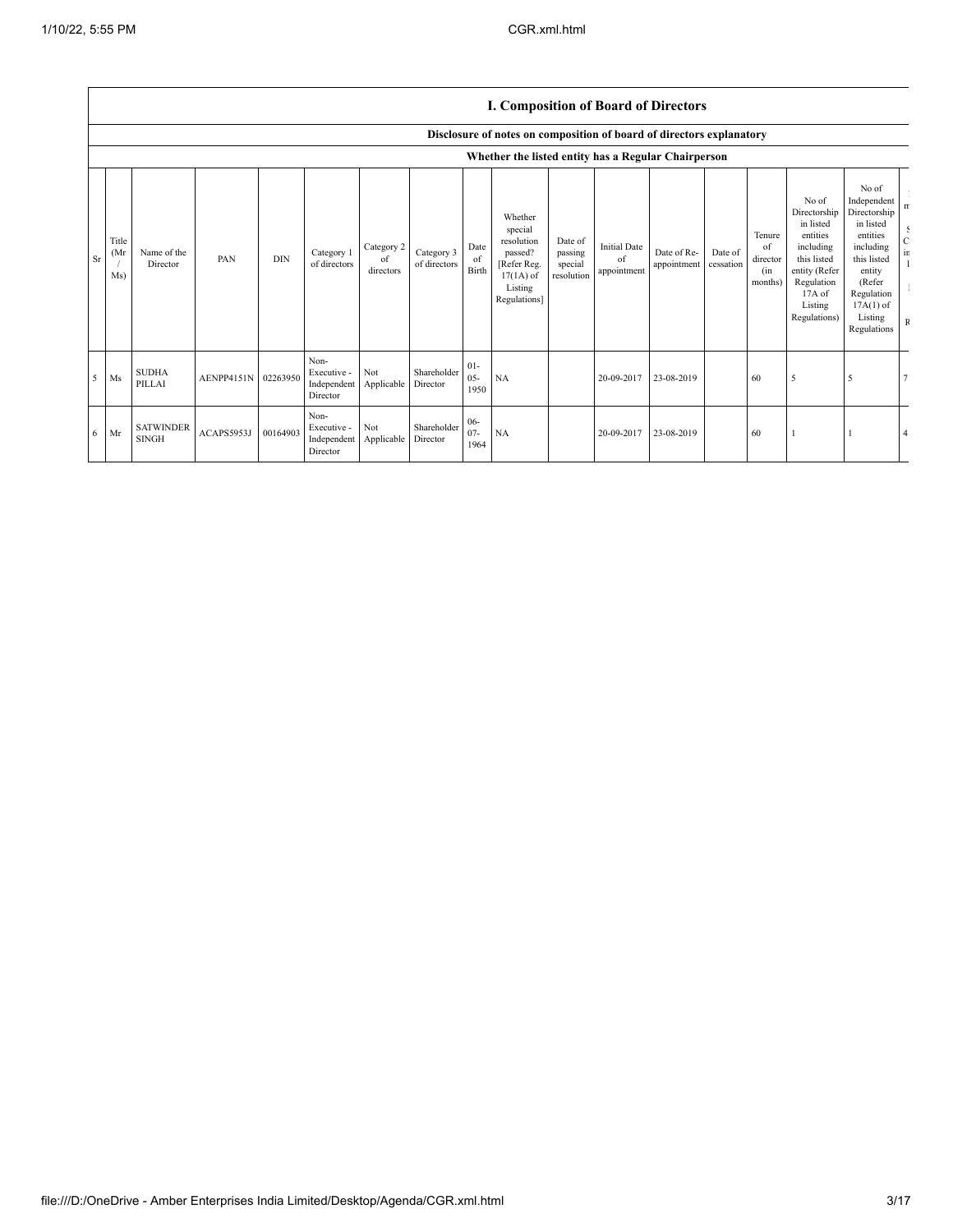## I. Composition of Board of Directors

### Disclosure of notes on composition of board of directors explanatory

### Whether the listed entity has a Regular Chairperson

| Sr | Title (Mr / Ms) | Name of the Director | PAN | DIN | Category 1 of directors | Category 2 of directors | Category 3 of directors | Date of Birth | Whether special resolution passed? [Refer Reg. 17(1A) of Listing Regulations] | Date of passing special resolution | Initial Date of appointment | Date of Re-appointment | Date of cessation | Tenure of director (in months) | No of Directorship in listed entities including this listed entity (Refer Regulation 17A of Listing Regulations) | No of Independent Directorship in listed entities including this listed entity (Refer Regulation 17A(1) of Listing Regulations | |
|---|---|---|---|---|---|---|---|---|---|---|---|---|---|---|---|---|---|
| 5 | Ms | SUDHA PILLAI | AENPP4151N | 02263950 | Non-Executive - Independent Director | Not Applicable | Shareholder Director | 01-05-1950 | NA | | 20-09-2017 | 23-08-2019 | | 60 | 5 | 5 | 7 |
| 6 | Mr | SATWINDER SINGH | ACAPS5953J | 00164903 | Non-Executive - Independent Director | Not Applicable | Shareholder Director | 06-07-1964 | NA | | 20-09-2017 | 23-08-2019 | | 60 | 1 | 1 | 4 |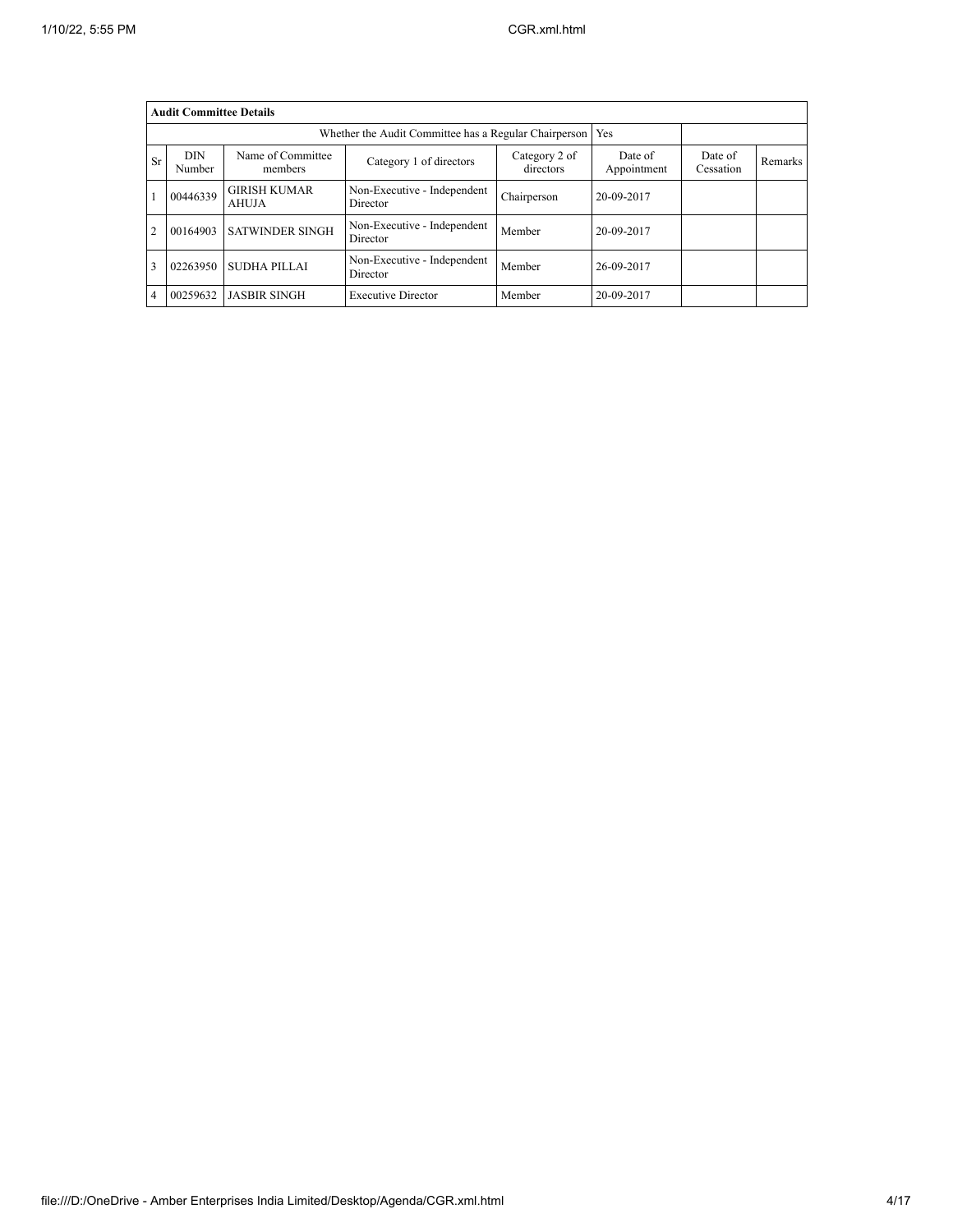| Audit Committee Details | | | | | | | |
|---|---|---|---|---|---|---|---|
| Whether the Audit Committee has a Regular Chairperson | | | | | Yes | | |
| Sr | DIN Number | Name of Committee members | Category 1 of directors | Category 2 of directors | Date of Appointment | Date of Cessation | Remarks |
| 1 | 00446339 | GIRISH KUMAR AHUJA | Non-Executive - Independent Director | Chairperson | 20-09-2017 | | |
| 2 | 00164903 | SATWINDER SINGH | Non-Executive - Independent Director | Member | 20-09-2017 | | |
| 3 | 02263950 | SUDHA PILLAI | Non-Executive - Independent Director | Member | 26-09-2017 | | |
| 4 | 00259632 | JASBIR SINGH | Executive Director | Member | 20-09-2017 | | |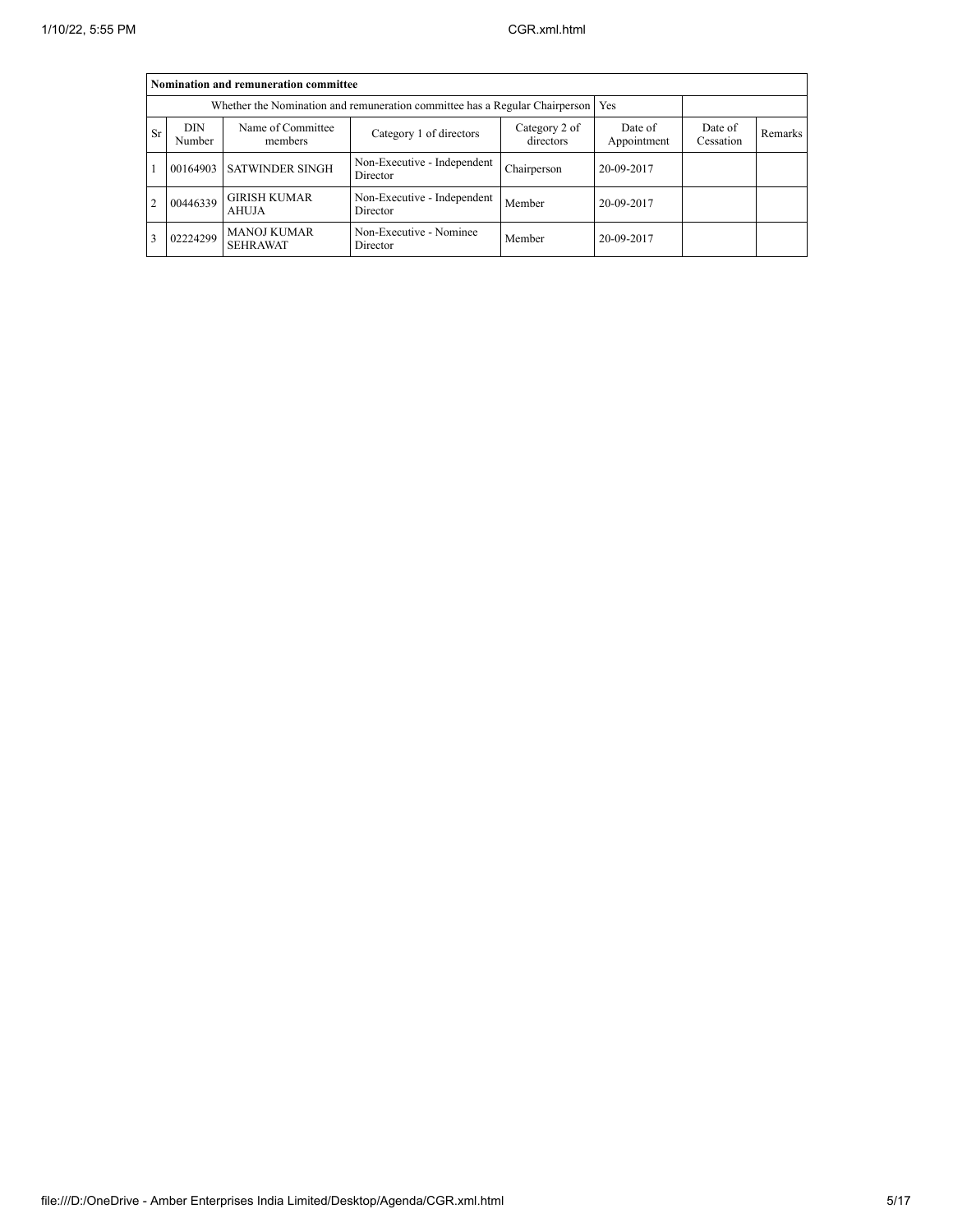| Nomination and remuneration committee | | | | | | | |
|---|---|---|---|---|---|---|---|
| Whether the Nomination and remuneration committee has a Regular Chairperson | | | | | Yes | | |
| Sr | DIN Number | Name of Committee members | Category 1 of directors | Category 2 of directors | Date of Appointment | Date of Cessation | Remarks |
| 1 | 00164903 | SATWINDER SINGH | Non-Executive - Independent Director | Chairperson | 20-09-2017 | | |
| 2 | 00446339 | GIRISH KUMAR AHUJA | Non-Executive - Independent Director | Member | 20-09-2017 | | |
| 3 | 02224299 | MANOJ KUMAR SEHRAWAT | Non-Executive - Nominee Director | Member | 20-09-2017 | | |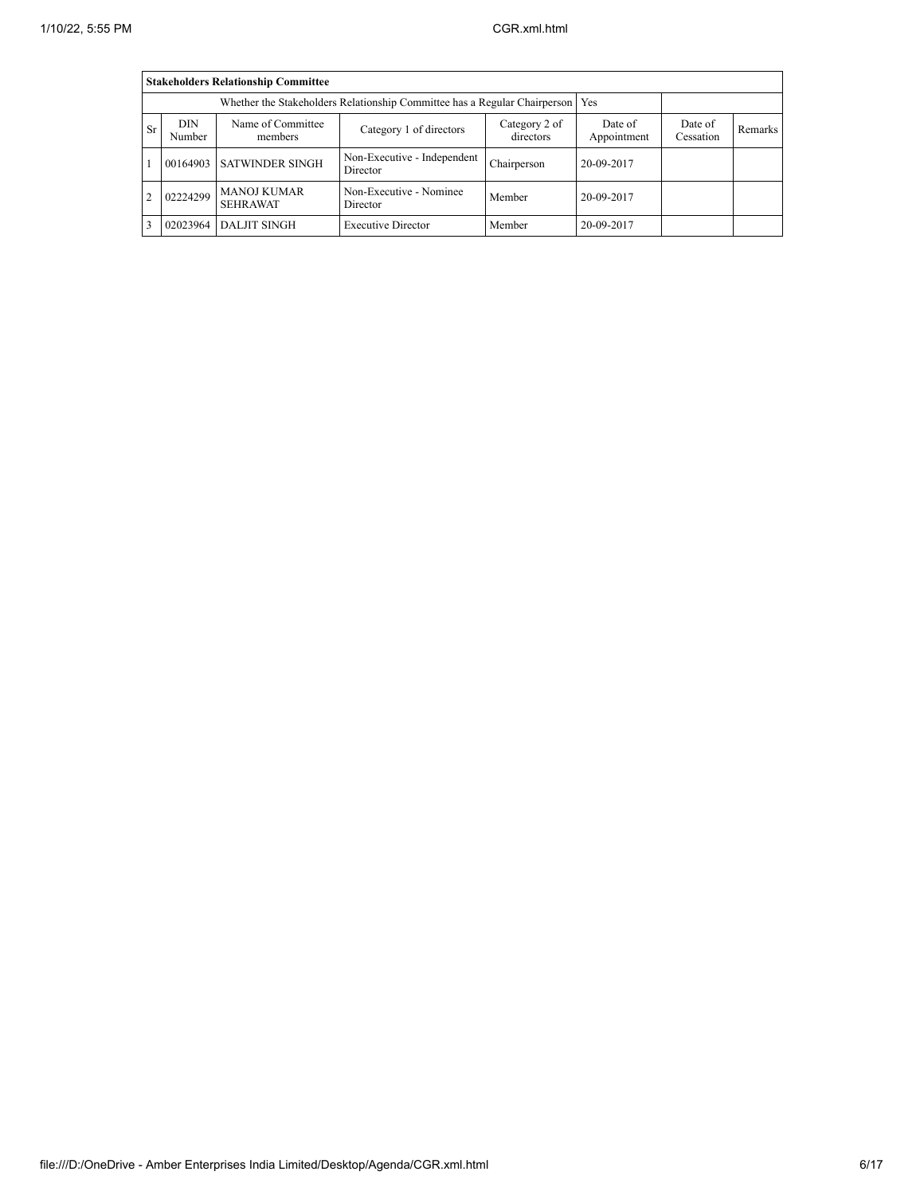| Stakeholders Relationship Committee | | | | | | | |
|---|---|---|---|---|---|---|---|
| Whether the Stakeholders Relationship Committee has a Regular Chairperson | | | | | Yes | | |
| Sr | DIN Number | Name of Committee members | Category 1 of directors | Category 2 of directors | Date of Appointment | Date of Cessation | Remarks |
| 1 | 00164903 | SATWINDER SINGH | Non-Executive - Independent Director | Chairperson | 20-09-2017 | | |
| 2 | 02224299 | MANOJ KUMAR SEHRAWAT | Non-Executive - Nominee Director | Member | 20-09-2017 | | |
| 3 | 02023964 | DALJIT SINGH | Executive Director | Member | 20-09-2017 | | |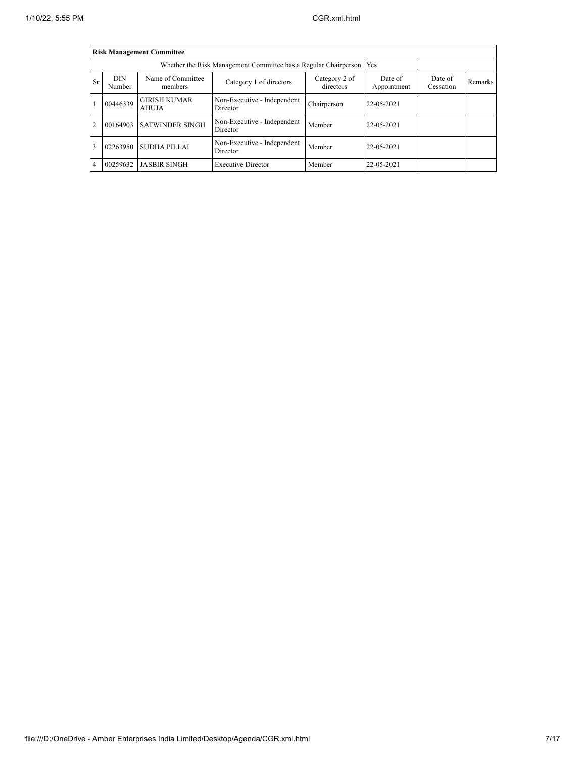| Risk Management Committee | | | | | | | |
|---|---|---|---|---|---|---|---|
| Whether the Risk Management Committee has a Regular Chairperson | | | | | Yes | | |
| Sr | DIN Number | Name of Committee members | Category 1 of directors | Category 2 of directors | Date of Appointment | Date of Cessation | Remarks |
| 1 | 00446339 | GIRISH KUMAR AHUJA | Non-Executive - Independent Director | Chairperson | 22-05-2021 | | |
| 2 | 00164903 | SATWINDER SINGH | Non-Executive - Independent Director | Member | 22-05-2021 | | |
| 3 | 02263950 | SUDHA PILLAI | Non-Executive - Independent Director | Member | 22-05-2021 | | |
| 4 | 00259632 | JASBIR SINGH | Executive Director | Member | 22-05-2021 | | |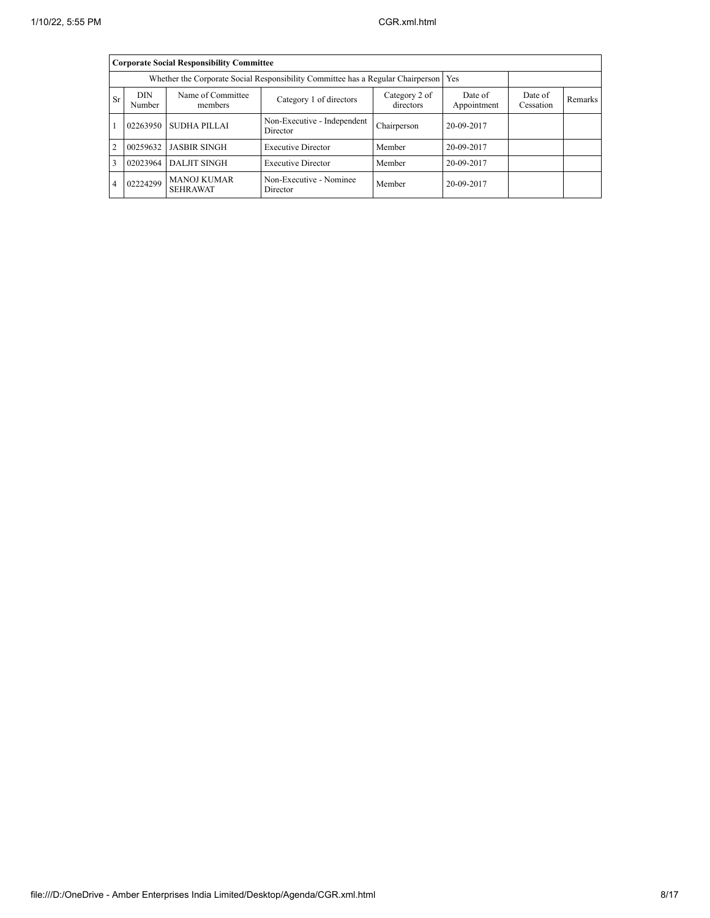| Corporate Social Responsibility Committee | | | | | | | |
|---|---|---|---|---|---|---|---|
| Whether the Corporate Social Responsibility Committee has a Regular Chairperson | | | | | Yes | | |
| Sr | DIN Number | Name of Committee members | Category 1 of directors | Category 2 of directors | Date of Appointment | Date of Cessation | Remarks |
| 1 | 02263950 | SUDHA PILLAI | Non-Executive - Independent Director | Chairperson | 20-09-2017 | | |
| 2 | 00259632 | JASBIR SINGH | Executive Director | Member | 20-09-2017 | | |
| 3 | 02023964 | DALJIT SINGH | Executive Director | Member | 20-09-2017 | | |
| 4 | 02224299 | MANOJ KUMAR SEHRAWAT | Non-Executive - Nominee Director | Member | 20-09-2017 | | |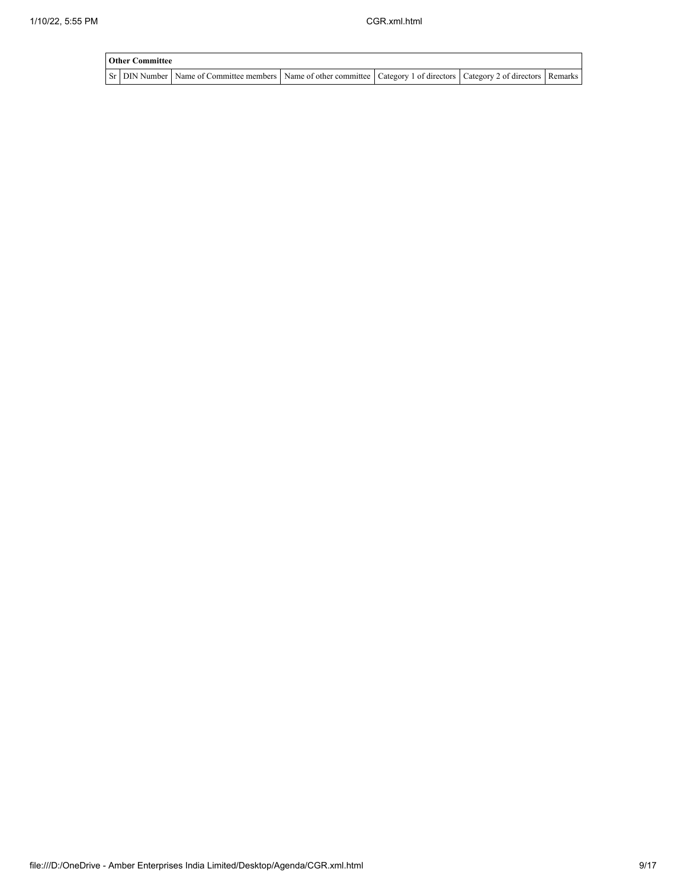| Other Committee | | | | | | |
|---|---|---|---|---|---|---|
| Sr | DIN Number | Name of Committee members | Name of other committee | Category 1 of directors | Category 2 of directors | Remarks |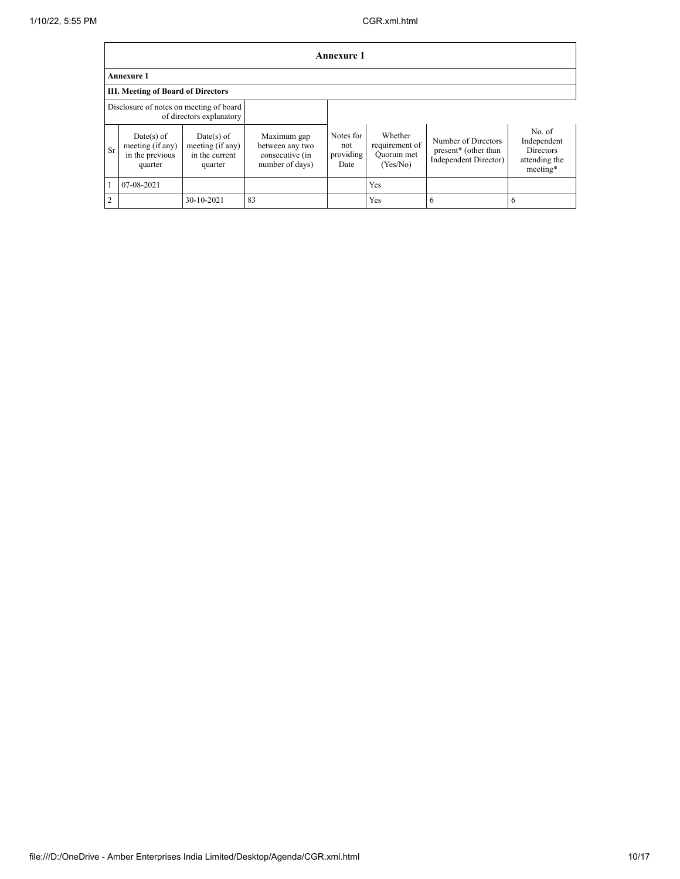## Annexure 1

### Annexure 1

#### III. Meeting of Board of Directors

| Disclosure of notes on meeting of board of directors explanatory | | | | | | | |
|---|---|---|---|---|---|---|---|
| Sr | Date(s) of meeting (if any) in the previous quarter | Date(s) of meeting (if any) in the current quarter | Maximum gap between any two consecutive (in number of days) | Notes for not providing Date | Whether requirement of Quorum met (Yes/No) | Number of Directors present* (other than Independent Director) | No. of Independent Directors attending the meeting* |
| 1 | 07-08-2021 | | | | Yes | | |
| 2 | | 30-10-2021 | 83 | | Yes | 6 | 6 |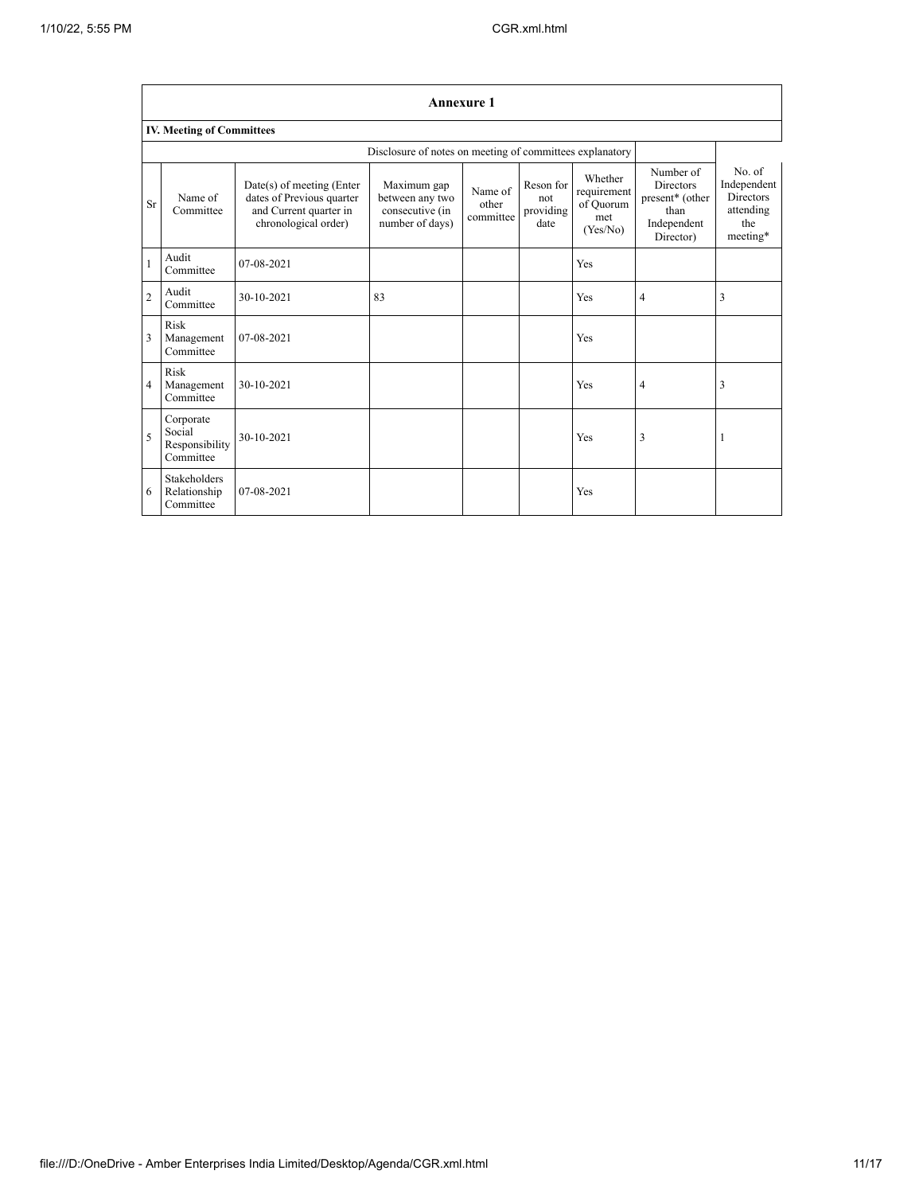## Annexure 1

### IV. Meeting of Committees

| Sr | Name of Committee | Date(s) of meeting (Enter dates of Previous quarter and Current quarter in chronological order) | Maximum gap between any two consecutive (in number of days) | Name of other committee | Reson for not providing date | Whether requirement of Quorum met (Yes/No) | Number of Directors present* (other than Independent Director) | No. of Independent Directors attending the meeting* |
|---|---|---|---|---|---|---|---|---|
| | | Disclosure of notes on meeting of committees explanatory | | | | | | |
| 1 | Audit Committee | 07-08-2021 | | | | Yes | | |
| 2 | Audit Committee | 30-10-2021 | 83 | | | Yes | 4 | 3 |
| 3 | Risk Management Committee | 07-08-2021 | | | | Yes | | |
| 4 | Risk Management Committee | 30-10-2021 | | | | Yes | 4 | 3 |
| 5 | Corporate Social Responsibility Committee | 30-10-2021 | | | | Yes | 3 | 1 |
| 6 | Stakeholders Relationship Committee | 07-08-2021 | | | | Yes | | |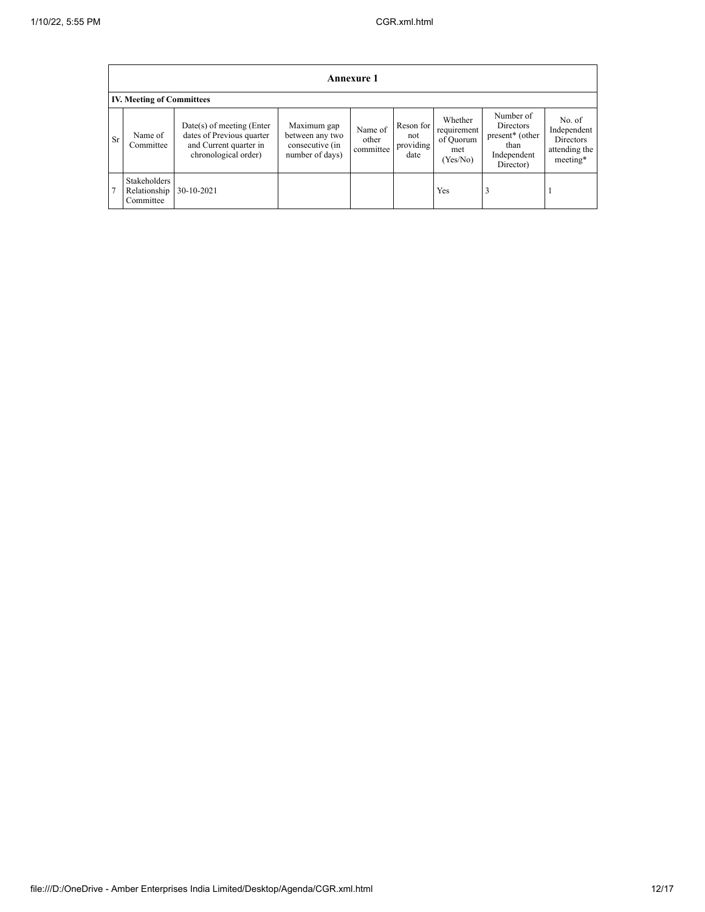## Annexure 1

### IV. Meeting of Committees

| Sr | Name of Committee | Date(s) of meeting (Enter dates of Previous quarter and Current quarter in chronological order) | Maximum gap between any two consecutive (in number of days) | Name of other committee | Reson for not providing date | Whether requirement of Quorum met (Yes/No) | Number of Directors present* (other than Independent Director) | No. of Independent Directors attending the meeting* |
|---|---|---|---|---|---|---|---|---|
| 7 | Stakeholders Relationship Committee | 30-10-2021 | | | | Yes | 3 | 1 |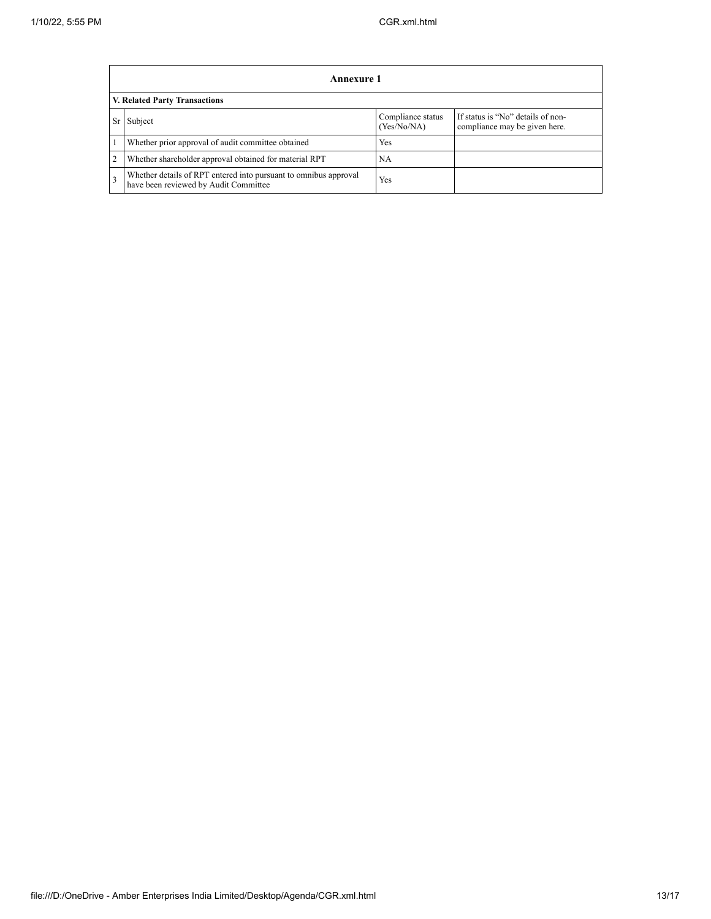## Annexure 1

### V. Related Party Transactions

| Sr | Subject | Compliance status (Yes/No/NA) | If status is “No” details of non-compliance may be given here. |
|---|---|---|---|
| 1 | Whether prior approval of audit committee obtained | Yes | |
| 2 | Whether shareholder approval obtained for material RPT | NA | |
| 3 | Whether details of RPT entered into pursuant to omnibus approval have been reviewed by Audit Committee | Yes | |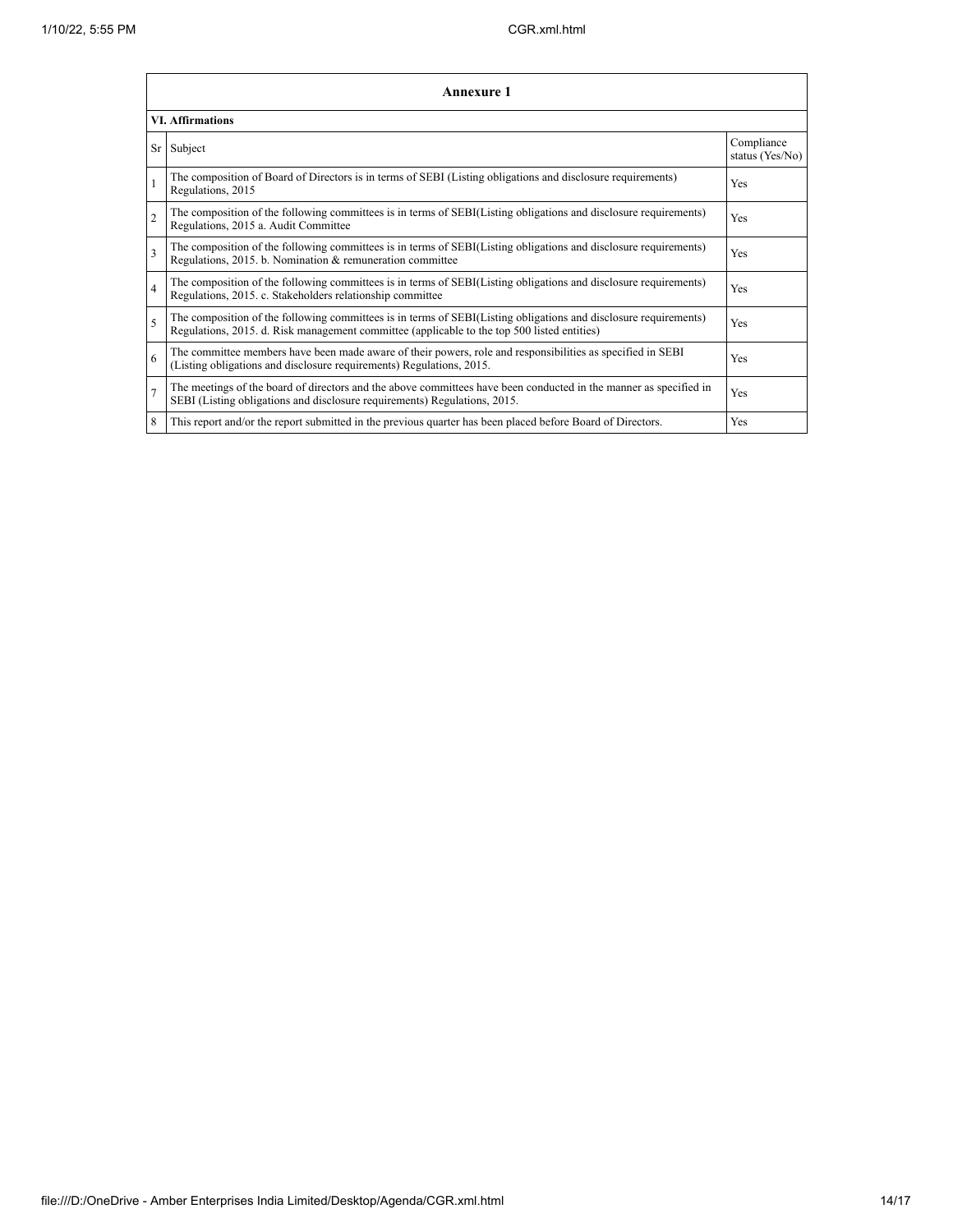| Annexure 1 | | |
|---|---|---|
| **VI. Affirmations** | | |
| Sr | Subject | Compliance status (Yes/No) |
| 1 | The composition of Board of Directors is in terms of SEBI (Listing obligations and disclosure requirements) Regulations, 2015 | Yes |
| 2 | The composition of the following committees is in terms of SEBI(Listing obligations and disclosure requirements) Regulations, 2015 a. Audit Committee | Yes |
| 3 | The composition of the following committees is in terms of SEBI(Listing obligations and disclosure requirements) Regulations, 2015. b. Nomination & remuneration committee | Yes |
| 4 | The composition of the following committees is in terms of SEBI(Listing obligations and disclosure requirements) Regulations, 2015. c. Stakeholders relationship committee | Yes |
| 5 | The composition of the following committees is in terms of SEBI(Listing obligations and disclosure requirements) Regulations, 2015. d. Risk management committee (applicable to the top 500 listed entities) | Yes |
| 6 | The committee members have been made aware of their powers, role and responsibilities as specified in SEBI (Listing obligations and disclosure requirements) Regulations, 2015. | Yes |
| 7 | The meetings of the board of directors and the above committees have been conducted in the manner as specified in SEBI (Listing obligations and disclosure requirements) Regulations, 2015. | Yes |
| 8 | This report and/or the report submitted in the previous quarter has been placed before Board of Directors. | Yes |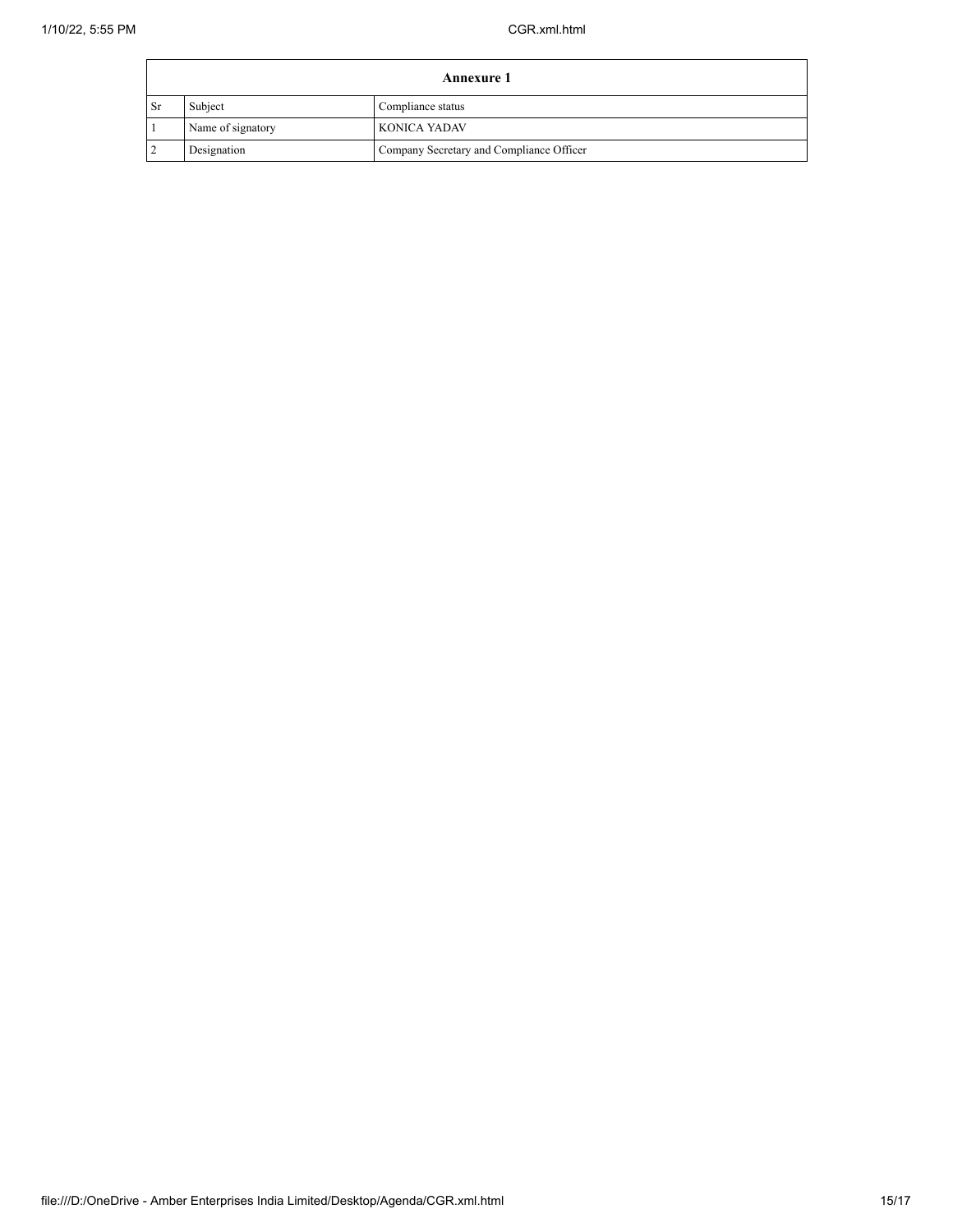| Annexure 1 | | |
| --- | --- | --- |
| Sr | Subject | Compliance status |
| 1 | Name of signatory | KONICA YADAV |
| 2 | Designation | Company Secretary and Compliance Officer |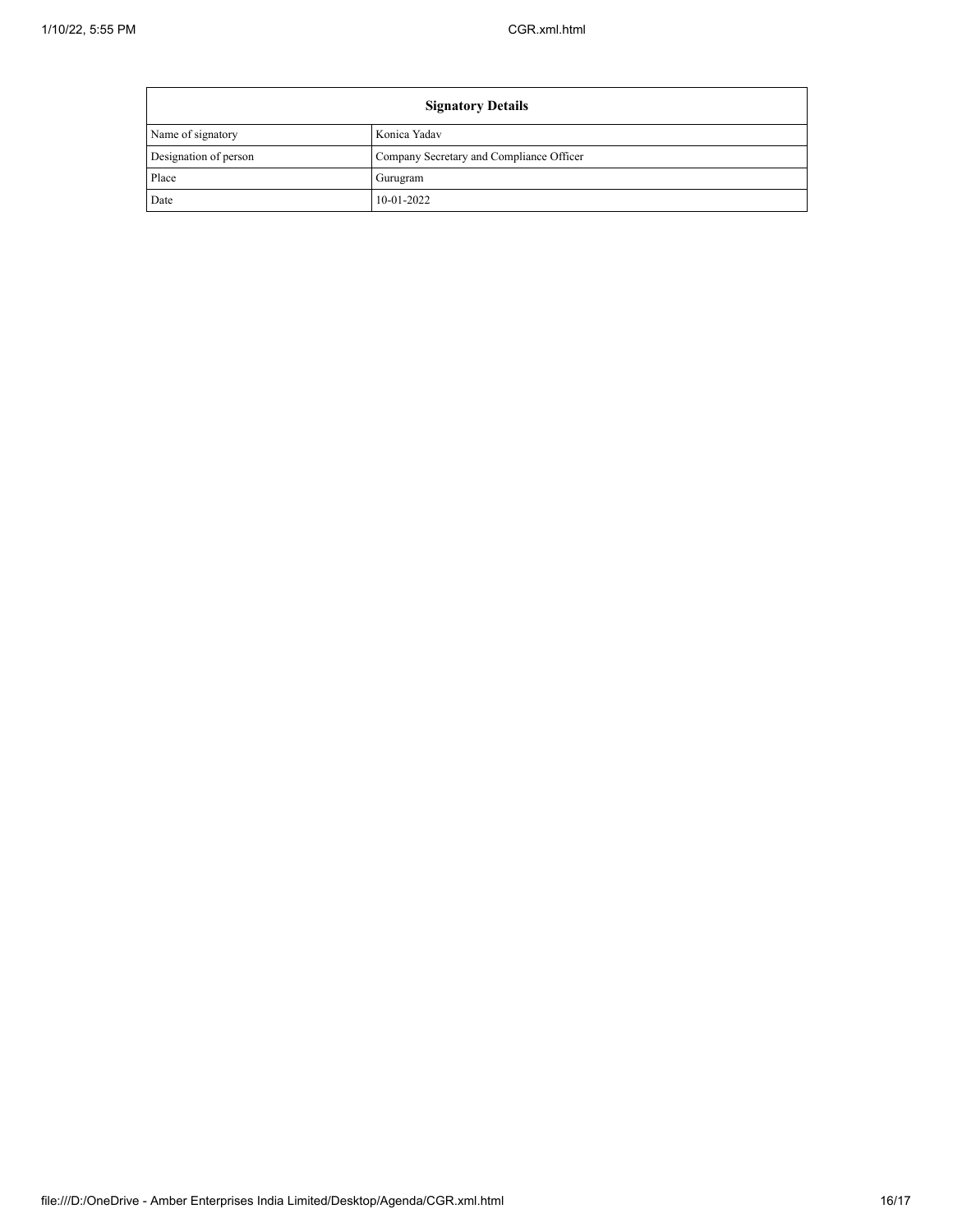| Signatory Details | |
|---|---|
| Name of signatory | Konica Yadav |
| Designation of person | Company Secretary and Compliance Officer |
| Place | Gurugram |
| Date | 10-01-2022 |